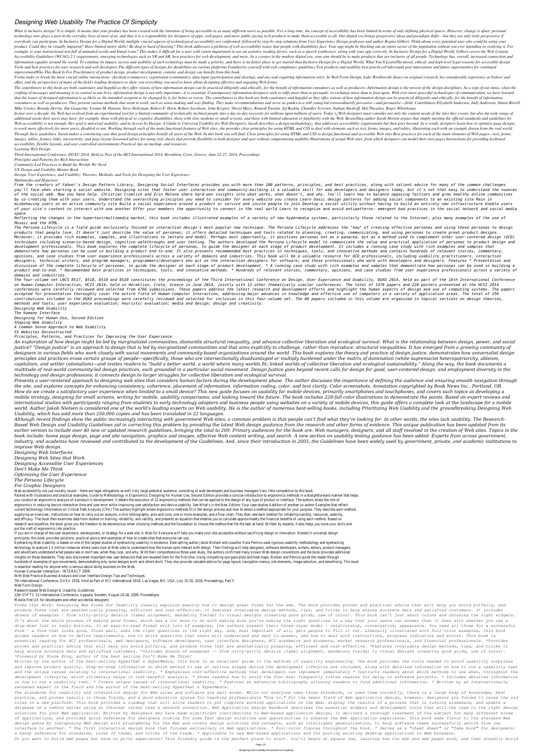# Designing Web Usability The Practice Of Simplicity

What is inclusive design? It is simple. It means that your product has been created with the intention of being accessible to as many different users as possible. For a long time, the concept of accessibility has been limited in terms of only defining physical spaces. However, change is afoot: personal technology now plays a part in the everyday lives of most of us, and thus it is a responsibility for designers of apps, web pages, and more public-facing tech products to make them accessible to all. Our digital era brings progressive ideas and paradigm shifts – but they are only truly progressive if everybody can participate. In Inclusive Design for a Digital World, multiple crucial aspects of technological accessibility are confronted, followed by step-by-step solutions from User Experience Design professor and author Regine Gilbert. Think about every potential user who could be using your product. Could they be visually impaired? Have limited motor skills? Be deaf or hard of hearing? This book addresses a plethora of web accessibility issues that people with disabilities face. Your app might be blocking out an entire sector of the population without you ever intending or realizing it. For example, is your instructional text full of animated words and Emoji icons? This makes it difficult for a user with vision impairment to use an assistive reading device, such as a speech synthesizer, along with your app correctly. In Inclusive Design for a Digital World, Gilbert covers the Web Content Accessibility Guidelines (WCAG) 2.1 requirements, emerging technologies such as VR and AR, best practices for web development, and more. As a creator in the modern digital era, your aim should be to make products that are inclusive of all people. Technology has, overall, increased connection and information equality around the world. To continue its impact, access and usability of such technology must be made a priority, and there is no better place to get started than Inclusive Design for a Digital World. What You'll LearnThe moral, ethical, and high level legal reasons for accessible design Tools and best practices for user research and web developers The different types of designs for disabilities on various platforms Familiarize yourself with web compliance guidelines Test products and usability best practicesUnderstand past innovations and future opportunities for continued improvementWho This Book Is For Practitioners of product design, product development, content, and design can benefit from this book.

Forms make or break the most crucial online interactions: checkout (commerce), registration (community), data input (participation and sharing), and any task requiring information entry. In Web Form Design, Luke Wroblewski draws on original research, his considerable experience at Yahoo! and eBay, and the perspectives of many of the field's leading designers to show you everything you need to know about designing effective and engaging Web forms.

The contributors to this book are both cautionary and hopeful as they offer visions of how information design can be practiced diligently and ethically, for the benefit of information consumers as well as producers. Information design is the newest of the design disciplines. As a sign of our times, when the crafting of messages and meaning is so central to our lives, information design is not only important—it is essential. Contemporary information designers seek to edify more than to persuade, to exchange more than to foist upon. With ever more powerful technologies of communication, we have learned that the issuer of designed information is as likely as the intended recipient to be changed by it, for better or worse. The contributors to this book are both cautionary and hopeful as they offer visions of how information design can be practiced diligently and ethically, for the benefit of information consumers as well as producers. They present various methods that seem to work, such as sense-making and way-finding. They make recommendations and serve as guides to a still young but extraordinarily pervasive—and persuasive—field. Contributors Elizabeth Andersen, Judy Anderson, Simon Birrell, Mike Cooley, Brenda Dervin, Jim Gasperini, Yvonne M. Hansen, Steve Holtzman, Robert E. Horn, Robert Jacobson, John Krygier, Sheryl Macy, Romedi Passini, Jef Raskin, Chandler Screven, Nathan Shedroff, Hal Thwaites, Roger Whitehouse

In just over a decade, the Web has evolved from an experimental tool for a limited community of technically inclined people into a day-to-day necessity for millions upon millions of users. Today¿s Web designers must consider not only the content needs of the sites they create, but also the wide range of additional needs their users may have: for example, those with physical or cognitive disabilities, those with slow modems or small screens, and those with limited education or familiarity with the Web. Bestselling author Sarah Horton argues that simply meeting the official standards and guidelines for Web accessibility is not enough. Her goal is universal usability, and in Access by Design: A Guide to Universal Usability for Web Designers, Sarah describes a design methodology¿ that addresses accessibility requirements but then goes beyond. As a result, designers learn how to optimize page designs to work more effectively for every user, disabled or not. Working through each of the main functional features of Web sites, she provides clear principles for using HTML and CSS to deal with elements such as text, forms, images, and tables, illustrating each with an example drawn from the real world. Through these guidelines, Sarah makes a convincing case that good design principles benefit all users of the Web. In this book you will find: Clear principles for using HTML and CSS to design functional and accessible Web sites Best practices for each of the main elements of Web pages—text, forms, images, tables, frames, links, interactivity, and page layout Seasoned advice for using style sheets that provide flexibility to both designer and user without compromising usability Illustrations of actual Web sites, from which designers can model their own pages Instructions for providing keyboard accessibility, flexible layouts, and user-controlled environments Practical tips on markup, and resources

*Learning Web Design*

*Third International Conference, DUXU 2014, Held as Part of the HCI International 2014, Heraklion, Crete, Greece, June 22-27, 2014, Proceedings*

*Principles and Patterns for Rich Interactions*

*Community-Led Practices to Build the Worlds We Need*

*UX Design and Usability Mentor Book*

*Design, User Experience, and Usability: Theories, Methods, and Tools for Designing the User Experience*

*Multimedia and Hypertext*

From the creators of Yahoo!'s Design Pattern Library, Designing Social Interfaces provides you with more than 100 patterns, principles, and best practices, along with salient advice for many of the common challenges you'll face when starting a social website. Designing sites that foster user interaction and community-building is a valuable skill for web developers and designers today, but it's not that easy to understand the nuances of the social web. Now you have help. Christian Crumlish and Erin Malone share hard-won insights into what works, what doesn't, and why. You'll learn how to balance opposing factions and grow healthy online communities by co-creating them with your users. Understand the overarching principles you need to consider for every website you create Learn basic design patterns for adding social components to an existing site Rein in misbehaving users on an active community site Build a social experience around a product or service and invite people to join Develop a social utility without having to build an entirely new infrastructure Enable users of your site's content to interact with one another Offer your members the opportunity to connect in the real world Learn to recognize and avoid antipatterns: emergent bad practices in the social network and social media space

Reflecting the changes in the hypertext/multimedia market, this book includes illustrated examples of a variety of new hypermedia systems, particularly those related to the Internet, plus many examples of the use of Mosaic and the HTML.

The Persona Lifecycle is a field guide exclusively focused on interaction design's most popular new technique. The Persona Lifecycle addresses the "how" of creating effective personas and using those personas to design products that people love. It doesn't just describe the value of personas; it offers detailed techniques and tools related to planning, creating, communicating, and using personas to create great product designs. Moreover, it provides rich examples, samples, and illustrations to imitate and model. Perhaps most importantly, it positions personas not as a panacea, but as a method used to complement other user-centered design (UCD) techniques including scenario-based design, cognitive walkthroughs and user testing. The authors developed the Persona Lifecycle model to communicate the value and practical application of personas to product design and development professionals. This book explores the complete lifecycle of personas, to guide the designer at each stage of product development. It includes a running case study with rich examples and samples that demonstrate how personas can be used in building a product end-to-end. It also presents recommended best practices in techniques, tools, and innovative methods and contains hundreds of relevant stories, commentary, opinions, and case studies from user experience professionals across a variety of domains and industries. This book will be a valuable resource for UCD professionals, including usability practitioners, interaction designers, technical writers, and program managers; programmers/developers who act as the interaction designers for software; and those professionals who work with developers and designers. Features \* Presentation and discussion of the complete lifecycle of personas, to guide the designer at each stage of product development. \* A running case study with rich examples and samples that demonstrate how personas can be used in building a product end-to-end. \* Recommended best practices in techniques, tools, and innovative methods. \* Hundreds of relevant stories, commentary, opinions, and case studies from user experience professionals across a variety of domains and industries.

The four-volume set LNCS 8517, 8518, 8519 and 8520 constitutes the proceedings of the Third International Conference on Design, User Experience and Usability, DUXU 2014, held as part of the 16th International Conference on Human-Computer Interaction, HCII 2014, held in Heraklion, Crete, Greece in June 2014, jointly with 13 other thematically similar conferences. The total of 1476 papers and 220 posters presented at the HCII 2014 conferences were carefully reviewed and selected from 4766 submissions. These papers address the latest research and development efforts and highlight the human aspects of design and use of computing systems. The papers accepted for presentation thoroughly cover the entire field of Human-Computer Interaction, addressing major advances in knowledge and effective use of computers in a variety of application areas. The total of 256 contributions included in the DUXU proceedings were carefully reviewed and selected for inclusion in this four-volume set. The 66 papers included in this volume are organized in topical sections on design theories, methods and tools; user experience evaluation; heuristic evaluation; media and design; design and creativity.

*Designing Web Usability*

*The Humane Interface*

*Designing for Human Use, Second Edition*

*Shaping Web Usability*

*A Common Sense Approach to Web Usability*

*55 Websites Deconstructed*

*Principles, Patterns, and Practices for Improving the User Experience*

*An exploration of how design might be led by marginalized communities, dismantle structural inequality, and advance collective liberation and ecological survival. What is the relationship between design, power, and social justice? "Design justice" is an approach to design that is led by marginalized communities and that aims expilcitly to challenge, rather than reproduce, structural inequalities. It has emerged from a growing community of designers in various fields who work closely with social movements and community-based organizations around the world. This book explores the theory and practice of design justice, demonstrates how universalist design principles and practices erase certain groups of people—specifically, those who are intersectionally disadvantaged or multiply burdened under the matrix of domination (white supremacist heteropatriarchy, ableism, capitalism, and settler colonialism)—and invites readers to "build a better world, a world where many worlds fit; linked worlds of collective liberation and ecological sustainability." Along the way, the book documents a multitude of real-world community-led design practices, each grounded in a particular social movement. Design Justice goes beyond recent calls for design for good, user-centered design, and employment diversity in the technology and design professions; it connects design to larger struggles for collective liberation and ecological survival.*

*Presents a user-centered approach to designing web sites that considers human factors during the development phase. The author discusses the importance of defining the audience and ensuring smooth navigation through the site, and explores concepts for enhancing consistency, coherence, placement of information, information coding, color, and text clarity. Color screenshots. Annotation copyrighted by Book News Inc., Portland, OR.*

*How do we create a satisfactory user experience when limited to a small device? This new guide focuses on usability for mobile devices, primarily smartphones and touchphones, and covers such topics as developing a mobile strategy, designing for small screens, writing for mobile, usability comparisons, and looking toward the future. The book includes 228-full color illustrations to demonstrate the points. Based on expert reviews and international studies with participants ranging from students to early technology adopters and business people using websites on a variety of mobile devices, this guide offers a complete look at the landscape for a mobile world. Author Jakob Nielsen is considered one of the world's leading experts on Web usability. He is the author of numerous best-selling books, including Prioritizing Web Usability and the groundbreaking Designing Web Usability, which has sold more than 250,000 copies and has been translated in 22 languages.*

*Although recent findings show the public increasingly interacting with government Web sites, a common problem is that people can't find what they're looking for. In other words, the sites lack usability. The Research-Based Web Design and Usability Guidelines aid in correcting this problem by providing the latest Web design guidance from the research and other forms of evidence. This unique publication has been updated from its earlier version to include over 40 new or updated research guidelines, bringing the total to 209. Primary audiences for the book are: Web managers, designers, and all staff involved in the creation of Web sites. Topics in the book include: home page design, page and site navigation, graphics and images, effective Web content writing, and search. A new section on usability testing guidance has been added. Experts from across government, industry, and academia have reviewed and contributed to the development of the Guidelines. And, since their introduction in 2003, the Guidelines have been widely used by government, private, and academic institutions to improve Web design.*

*Designing Web Interfaces*

*Designing Web Sites that Work*

*Designing Accessible User Experiences*

*Don't Make Me Think*

*Optimizing the User Experience*

*The Persona Lifecycle*

*For Graphic Designers*

Web accessibility not just morally sound – there are legal obligations as well Very large potential audience, consisting of web developers and business managers Very little competition to this book

Packed with illustrations and practical examples, Guide to Methodology in Ergonomics: Designing for Human Use, Second Edition provides a concise introduction to ergonomics methods in a straightforward manner that helps you conduct an ergonomics analysis of a product in development. It details the execution of 12 ergonomics methods that can be applied to the design of any type of product or interface. The authors stress the role of ergonomics in reducing device interaction time and user error while improving user satisfaction and device usability. See What's in the New Edition: Four case studies Addition of another co-author Examples that reflect current technology Information on Critical Path Analysis (CPA) The authors highlight where ergonomics methods fit in the design process and how to select a method appropriate for your purpose. They describe each method, supplying an overview, instructions on how to carry out an analysis, a mini bibliography, pros and cons, one or more examples, and a flow chart. They then rate each method for reliability/validity, resources, usability, and efficacy. The book then examines data from studies on training, reliability, and validity, and presents an equation that enables you to calculate approximately the financial benefits of using each method. Based on research and expertise, the book gives you the freedom to be adventurous when choosing methods and the foundation to choose the method that fits the task at hand. Written by experts, it also helps you hone your skills and put the craft of ergonomics into practice.

If you are in charge of the user experience, development, or strategy for a web site, A Web for Everyone will help you make your site accessible without sacrificing design or innovation. Rooted in universal design principles, this book provides solutions: practical advice and examples of how to create sites that everyone can use.

Eyetracking Web Usability is based on one of the largest studies of eyetracking usability in existence. Best-selling author Jakob Nielsen and coauthor Kara Pernice used rigorous usability methodology and eyetracking technology to analyze 1.5 million instances where users look at Web sites to understand how the human eyes interact with design. Their findings will help designers, software developers, writers, editors, product managers, and advertisers understand what people see or don't see, when they look, and why. With their comprehensive three-year study, the authors confirmed many known Web design conventions and the book provides additional insights on those standards. They also discovered important new user behaviors that are revealed here for the first time. Using compelling eye gaze plots and heat maps, Nielsen and Pernice guide the reader through hundreds of examples of eye movements, demonstrating why some designs work and others don't. They also provide valuable advice for page layout, navigation menus, site elements, image selection, and advertising. This is essential reading for anyone who is serious about doing business on the Web.

Human-Computer Interaction - INTERACT 2009

With Best Practice Business Analysis and User Interface Design Tips and Techniques

7th International Conference, DUXU 2018, Held as Part of HCI International 2018, Las Vegas, NV, USA, July 15-20, 2018, Proceedings, Part II

Web Form Design

Research-based Web Design & Usability Guidelines

12th IFIP TC 13 International Conference, Uppsala, Sweden, August 24-28, 2009, Proceedings

Mobile-first UX for developers and other accidental designers

*Forms that Work: Designing Web Forms for Usability clearly explains exactly how to design great forms for the web. The book provides proven and practical advice that will help you avoid pitfalls, and produce forms that are aesthetically pleasing, efficient and cost-effective. It features invaluable design methods, tips, and tricks to help ensure accurate data and satisfied customers. It includes dozens of examples – from nitty-gritty details (label alignment, mandatory fields) to visual designs (creating good grids, use of color). This book isn't just about colons and choosing the right widgets. It's about the whole process of making good forms, which has a lot more to do with making sure you're asking the right questions in a way that your users can answer than it does with whether you use a drop-down list or radio buttons. In an easy-to-read format with lots of examples, the authors present their three-layer model – relationship, conversation, appearance. You need all three for a successful form – a form that looks good, flows well, asks the right questions in the right way, and, most important of all, gets people to fill it out. Liberally illustrated with full-color examples, this book guides readers on how to define requirements, how to write questions that users will understand and want to answer, and how to deal with instructions, progress indicators and errors. This book is essential reading for HCI professionals, web designers, software developers, user interface designers, HCI academics and students, market research professionals, and financial professionals. \*Provides proven and practical advice that will help you avoid pitfalls, and produce forms that are aesthetically pleasing, efficient and cost-effective. \*Features invaluable design methods, tips, and tricks to help ensure accurate data and satisfied customers. \*Includes dozens of examples -- from nitty-gritty details (label alignment, mandatory fields) to visual designs (creating good grids, use of color). \*Foreword by Steve Krug, author of the best selling Don't Make Me Think!*

*Written by the author of the best-selling HyperText & HyperMedia, this book is an excellent guide to the methods of usability engineering. The book provides the tools needed to avoid usability surprises and improve product quality. Step-by-step information on which method to use at various stages during the development lifecycle are included, along with detailed information on how to run a usability test and the unique issues relating to international usability. \* Emphasizes cost-effective methods that developers can implement immediately \* Instructs readers about which methods to use when, throughout the development lifecycle, which ultimately helps in cost-benefit analysis. \* Shows readers how to avoid the four most frequently listed reasons for delay in software projects. \* Includes detailed information on how to run a usability test. \* Covers unique issues of international usability. \* Features an extensive bibliography allowing readers to find additional information. \* Written by an internationally renowned expert in the field and the author of the best-selling HyperText & HyperMedia.*

*The standards for usability and interaction design for Web sites and software are well known. While not everyone uses those standards, or uses them correctly, there is a large body of knowledge, best practice, and proven results in those fields, and a good education system for teaching professionals "how to." For the newer field of Web application design, however, designers are forced to reuse the old rules on a new platform. This book provides a roadmap that will allow readers to put complete working applications on the Web, display the results of a process that is running elsewhere, and update a database on a remote server using an Internet rather than a network connection. Web Application Design Handbook describes the essential widgets and development tools that will lead to the right design solutions for your Web application. Written by designers who have made significant contributions to Web-based application design, it delivers a thorough treatment of the subject for many different kinds of applications, and provides quick reference for designers looking for some fast design solutions and opportunities to enhance the Web application experience. This book adds flavor to the standard Web design genre by juxtaposing Web design with programming for the Web and covers design solutions and concepts, such as intelligent generalization, to help software teams successfully switch from one interface to another. \* The first interaction design book that focuses exclusively on Web applications. \* Full-color figures throughout the book. \* Serves as a "cheat sheet" or "fake book" for designers: a handy reference for standards, rules of thumb, and tricks of the trade. \* Applicable to new Web-based applications and for porting existing desktop applications to Web browsers.*

*Do you want to build web pages but have no prior experience? This friendly guide is the perfect place to start. You'll begin at square one, learning how the web and web pages work, and then steadily build*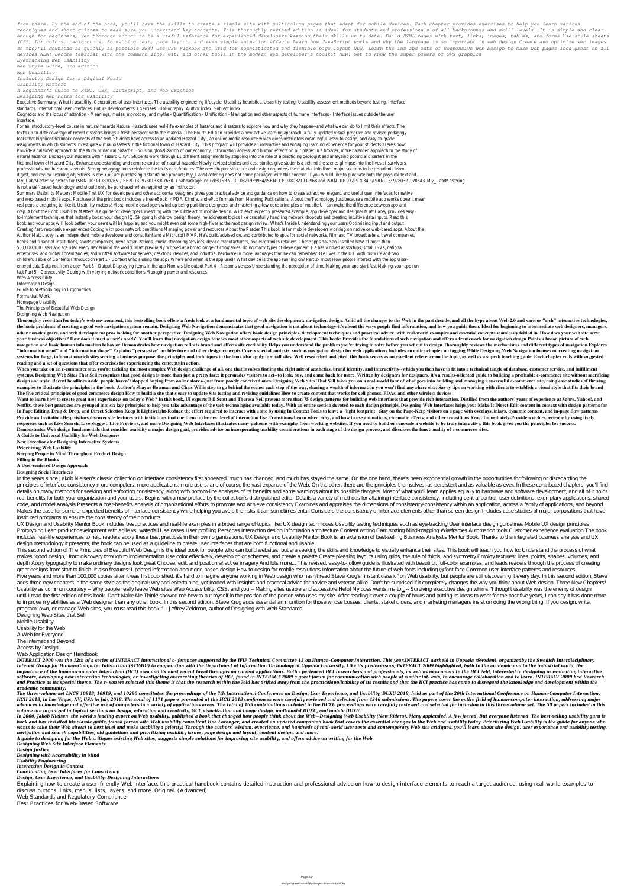*from there. By the end of the book, you'll have the skills to create a simple site with multicolumn pages that adapt for mobile devices. Each chapter provides exercises to help you learn various techniques and short quizzes to make sure you understand key concepts. This thoroughly revised edition is ideal for students and professionals of all backgrounds and skill levels. It is simple and clear enough for beginners, yet thorough enough to be a useful reference for experienced developers keeping their skills up to date. Build HTML pages with text, links, images, tables, and forms Use style sheets (CSS) for colors, backgrounds, formatting text, page layout, and even simple animation effects Learn how JavaScript works and why the language is so important in web design Create and optimize web images so they'll download as quickly as possible NEW! Use CSS Flexbox and Grid for sophisticated and flexible page layout NEW! Learn the ins and outs of Responsive Web Design to make web pages look great on all devices NEW! Become familiar with the command line, Git, and other tools in the modern web developer's toolkit NEW! Get to know the super-powers of SVG graphics*

*Eyetracking Web Usability*

*Web Style Guide, 3rd edition*

*Web Usability*

*Inclusive Design for a Digital World*

*Usability Matters*

*A Beginner's Guide to HTML, CSS, JavaScript, and Web Graphics*

*Designing Web Forms for Usability*

Executive Summary. What is usability. Generations of user interfaces. The usability engineering lifecycle. Usability heuristics. Usability testing. Usability assessment methods beyond testing. Interface standards. International user interfaces. Future developments. Exercises. Bibliography. Author index. Subject index.

Cognetics and the locus of attention - Meanings, modes, monotony, and myths - Quantification - Unification - Navigation and other aspects of humane interfaces - Interface issues outside the user interface.

For an introductory-level course in natural hazards Natural Hazards uses real-life examples of hazards and disasters to explore how and why they happen--and what we can do to limit their effects. The text's up-to-date coverage of recent disasters brings a fresh perspective to the material. The Fourth Edition provides a new active learning approach, a fully updated visual program and revised pedagogy tools that highlight hallmark concepts of the text. Students have access to an updated Hazard City , an online media resource which gives instructors meaningful, easy-to-assign, and easy-to-grade assignments in which students investigate virtual disasters in the fictional town of Hazard City. This program will provide an interactive and engaging learning experience for your students. Here's how: Provide a balanced approach to the study of natural hazards: Focus on globalization of our economy, information access, and human effects on our planet in a broader, more balanced approach to the study of natural hazards. Engage your students with "Hazard City": Students work through 11 different assignments by stepping into the role of a practicing geologist and analyzing potential disasters in the fictional town of Hazard City. Enhance understanding and comprehension of natural hazards: Newly revised stories and case studies give students a behind the scenes glimpse into the lives of survivors, professionals and hazardous events. Strong pedagogy tools reinforce the text's core features: The new chapter structure and design organizes the material into three major sections to help students learn, digest, and review learning objectives. Note: You are purchasing a standalone product; My_Lab/Mastering does not come packaged with this content. If you would like to purchase both the physical text and My_Lab/Mastering search for ISBN-10: 0133907651/ISBN-13: 9780133907650. That package includes ISBN-10: 0321939964/ISBN-13: 9780321939968 and ISBN-10: 0321970349 /ISBN-13: 9780321970343. My_Lab/Mastering is not a self-paced technology and should only be purchased when required by an instructor.

Summary Usability Matters: Mobile-first UX for developers and other accidental designers gives you practical advice and guidance on how to create attractive, elegant, and useful user interfaces for native and web-based mobile apps. Purchase of the print book includes a free eBook in PDF, Kindle, and ePub formats from Manning Publications. About the Technology Just because a mobile app works doesn't mean real people are going to like it. Usability matters! Most mobile developers wind up being part-time designers, and mastering a few core principles of mobile UI can make the difference between app and crap. About the Book Usability Matters is a guide for developers wrestling with the subtle art of mobile design. With each expertly presented example, app developer and designer Matt Lacey provides easy-to-implement techniques that instantly boost your design IQ. Skipping highbrow design theory, he addresses topics like gracefully handling network dropouts and creating intuitive data inputs. Read this book and your apps will look better, your users will be happier, and you might even get some high-fives at the next design review. What's Inside Understanding your users Optimizing input and output Creating fast, responsive experiences Coping with poor network conditions Managing power and resources About the Reader This book is for mobile developers working on native or web-based apps. About the Author Matt Lacey is an independent mobile developer and consultant and a Microsoft MVP. He's built, advised on, and contributed to apps for social networks, film and TV broadcasters, travel companies, banks and financial institutions, sports companies, news organizations, music-streaming services, device manufacturers, and electronics retailers. These apps have an installed base of more than 500,000,000 users and are used every day around the world. Matt previously worked at a broad range of companies, doing many types of development. He has worked at startups, small ISVs, national enterprises, and global consultancies, and written software for servers, desktops, devices, and industrial hardware in more languages than he can remember. He lives in the UK with his wife and two children. Table of Contents Introduction Part 1 - Context Who's using the app? Where and when is the app used? What device is the app running on? Part 2 - Input How people interact with the app User-entered data Data not from a user Part 3 - Output Displaying items in the app Non-visible output Part 4 - Responsiveness Understanding the perception of time Making your app start fast Making your app run fast Part 5 - Connectivity Coping with varying network conditions Managing power and resources

Web Accessibility

Information Design

Guide to Methodology in Ergonomics

Forms that Work

Homepage Usability

The Principles of Beautiful Web Design

Designing Web Navigation

**Thoroughly rewritten for today's web environment, this bestselling book offers a fresh look at a fundamental topic of web site development: navigation design. Amid all the changes to the Web in the past decade, and all the hype about Web 2.0 and various "rich" interactive technologies, the basic problems of creating a good web navigation system remain. Designing Web Navigation demonstrates that good navigation is not about technology-it's about the ways people find information, and how you guide them. Ideal for beginning to intermediate web designers, managers, other non-designers, and web development pros looking for another perspective, Designing Web Navigation offers basic design principles, development techniques and practical advice, with real-world examples and essential concepts seamlessly folded in. How does your web site serve your business objectives? How does it meet a user's needs? You'll learn that navigation design touches most other aspects of web site development. This book: Provides the foundations of web navigation and offers a framework for navigation design Paints a broad picture of web navigation and basic human information behavior Demonstrates how navigation reflects brand and affects site credibility Helps you understand the problem you're trying to solve before you set out to design Thoroughly reviews the mechanisms and different types of navigation Explores "information scent" and "information shape" Explains "persuasive" architecture and other design concepts Covers special contexts, such as navigation design for web applications Includes an entire chapter on tagging While Designing Web Navigation focuses on creating navigation systems for large, information-rich sites serving a business purpose, the principles and techniques in the book also apply to small sites. Well researched and cited, this book serves as an excellent reference on the topic, as well as a superb teaching guide. Each chapter ends with suggested reading and a set of questions that offer exercises for experiencing the concepts in action.**

**When you take on an e-commerce site, you're tackling the most complex Web design challenge of all, one that involves finding the right mix of aesthetics, brand identity, and interactivity--which you then have to fit into a technical tangle of database, customer service, and fulfillment systems. Designing Web Sites That Sell recognizes that good design is more than just a pretty face; it persuades visitors to act--to look, buy, and come back for more. Written by designers for designers, it's a results-oriented guide to building a profitable e-commerce site without sacrificing design and style. Recent headlines aside, people haven't stopped buying from online stores--just from poorly conceived ones. Designing Web Sites That Sell takes you on a real-world tour of what goes into building and managing a successful e-commerce site, using case studies of thriving examples to illustrate the principles in the book. Author's Shayne Bowman and Chris Willis step to go behind the scenes each step of the way, sharing a wealth of information you won't find anywhere else: Savvy tips on working with clients to establish a visual style that fits their brand The five critical principles of good commerce design How to build a site that's easy to update Site testing and revising guidelines How to create content that works for cell phones, PDAs, and other wireless devices**

**Want to learn how to create great user experiences on today's Web? In this book, UI experts Bill Scott and Theresa Neil present more than 75 design patterns for building web interfaces that provide rich interaction. Distilled from the authors' years of experience at Sabre, Yahoo!, and Netflix, these best practices are grouped into six key principles to help you take advantage of the web technologies available today. With an entire section devoted to each design principle, Designing Web Interfaces helps you: Make It Direct-Edit content in context with design patterns for In Page Editing, Drag & Drop, and Direct Selection Keep It Lightweight-Reduce the effort required to interact with a site by using In Context Tools to leave a "light footprint" Stay on the Page-Keep visitors on a page with overlays, inlays, dynamic content, and in-page flow patterns Provide an Invitation-Help visitors discover site features with invitations that cue them to the next level of interaction Use Transitions-Learn when, why, and how to use animations, cinematic effects, and other transitions React Immediately-Provide a rich experience by using lively responses such as Live Search, Live Suggest, Live Previews, and more Designing Web Interfaces illustrates many patterns with examples from working websites. If you need to build or renovate a website to be truly interactive, this book gives you the principles for success. Demonstrates Web design fundamentals that consider usability a major design goal, provides advice on incorporating usability considerations in each stage of the design process, and discusses the functionality of e-commerce sites.**

**A Guide to Universal Usability for Web Designers**

**New Directions for Designing Interactive Systems**

**Prioritizing Web Usability**

**Keeping People in Mind Throughout Product Design**

**Filling in the Blanks**

**A User-centered Design Approach**

**Designing Social Interfaces**

In the years since Jakob Nielsen's classic collection on interface consistency first appeared, much has changed, and much has stayed the same. On the one hand, there's been exponential growth in the opportunities for following or disregarding the principles of interface consistency-more computers, more applications, more users, and of course the vast expanse of the Web. On the other, there are the principles themselves, as persistent and as valuable as ever. In these contributed chapters, you'll find details on many methods for seeking and enforcing consistency, along with bottom-line analyses of its benefits and some warnings about its possible dangers. Most of what you'll learn applies equally to hardware and software development, and all of it holds real benefits for both your organization and your users. Begins with a new preface by the collection's distinguished editor Details a variety of methods for attaining interface consistency, including central control, user definitions, exemplary applications, shared code, and model analysis Presents a cost-benefits analysis of organizational efforts to promote and achieve consistency Examines and appraises the dimensions of consistency-consistency within an application, across a family of applications, and beyond Makes the case for some unexpected benefits of interface consistency while helping you avoid the risks it can sometimes entail Considers the consistency of interface elements other than screen design Includes case studies of major corporations that have instituted programs to ensure the consistency of their products

UX Design and Usability Mentor Book includes best practices and real-life examples in a broad range of topics like: UX design techniques Usability testing techniques such as eye-tracking User interface design guidelines Mobile UX design principles Prototyping Lean product development with agile vs. waterfall Use cases User profiling Personas Interaction design Information architecture Content writing Card sorting Mind-mapping Wireframes Automation tools Customer experience evaluation The book includes real-life experiences to help readers apply these best practices in their own organizations. UX Design and Usability Mentor Book is an extension of best-selling Business Analyst's Mentor Book. Thanks to the integrated business analysis and UX design methodology it presents, the book can be used as a guideline to create user interfaces that are both functional and usable.

This second edition of The Principles of Beautiful Web Design is the ideal book for people who can build websites, but are seeking the skills and knowledge to visually enhance their sites. This book will teach you how to: Understand the process of what makes "good design," from discovery through to implementation Use color effectively, develop color schemes, and create a palette Create pleasing layouts using grids, the rule of thirds, and symmetry Employ textures: lines, points, shapes, volumes, and depth Apply typography to make ordinary designs look great Choose, edit, and position effective imagery And lots more... This revised, easy-to-follow guide is illustrated with beautiful, full-color examples, and leads readers through the process of creating great designs from start to finish. It also features: Updated information about grid-based design How to design for mobile resolutions Information about the future of web fonts including @font-face Common user-interface patterns and resources

Five years and more than 100,000 copies after it was first published, it's hard to imagine anyone working in Web design who hasn't read Steve Krug's "instant classic" on Web usability, but people are still discovering it every day. In this second edition, Steve adds three new chapters in the same style as the original: wry and entertaining, yet loaded with insights and practical advice for novice and veteran alike. Don't be surprised if it completely changes the way you think about Web design. Three New Chapters! Usability as common courtesy -- Why people really leave Web sites Web Accessibility, CSS, and you -- Making sites usable and accessible Help! My boss wants me to ____. -- Surviving executive design whims "I thought usability was the enemy of design until I read the first edition of this book. Don't Make Me Think! showed me how to put myself in the position of the person who uses my site. After reading it over a couple of hours and putting its ideas to work for the past five years, I can say it has done more to improve my abilities as a Web designer than any other book. In this second edition, Steve Krug adds essential ammunition for those whose bosses, clients, stakeholders, and marketing managers insist on doing the wrong thing. If you design, write, program, own, or manage Web sites, you must read this book." -- Jeffrey Zeldman, author of Designing with Web Standards

Designing Web Sites that Sell

Mobile Usability

Usability for the Web

A Web for Everyone

The Internet and Beyond

Access by Design

Web Application Design Handbook

***INTERACT 2009 was the 12th of a series of INTERACT international c- ferences supported by the IFIP Technical Committee 13 on Human–Computer Interaction. This year,INTERACT washeld in Uppsala (Sweden), organizedby the Swedish Interdisciplinary Interest Group for Human–Computer Interaction (STIMDI) in cooperation with the Department of Information Technology at Uppsala University. Like its predecessors, INTERACT 2009 highlighted, both to the academic and to the industrial world, the importance of the human–computer interaction (HCI) area and its most recent breakthroughs on current applications. Both - perienced HCI researchers and professionals, as well as newcomers to the HCI ?eld, interested in designing or evaluating interactive software, developing new interaction technologies, or investigating overarching theories of HCI, found in INTERACT 2009 a great forum for communication with people of similar int- ests, to encourage collaboration and to learn. INTERACT 2009 had Research and Practice as its special theme. The r- son we selected this theme is that the research within the ?eld has drifted away from the practicalapplicability of its results and that the HCI practice has come to disregard the knowledge and development within the academic community.***

***The three-volume set LNCS 10918, 10919, and 10290 constitutes the proceedings of the 7th International Conference on Design, User Experience, and Usability, DUXU 2018, held as part of the 20th International Conference on Human-Computer Interaction, HCII 2018, in Las Vegas, NV, USA in July 2018. The total of 1171 papers presented at the HCII 2018 conferences were carefully reviewed and selected from 4346 submissions. The papers cover the entire field of human-computer interaction, addressing major advances in knowledge and effective use of computers in a variety of applications areas. The total of 165 contributions included in the DUXU proceedings were carefully reviewed and selected for inclusion in this three-volume set. The 50 papers included in this volume are organized in topical sections on design, education and creativity, GUI, visualization and image design, multimodal DUXU, and mobile DUXU.***

***In 2000, Jakob Nielsen, the world's leading expert on Web usability, published a book that changed how people think about the Web—Designing Web Usability (New Riders). Many applauded. A few jeered. But everyone listened. The best-selling usability guru is back and has revisited his classic guide, joined forces with Web usability consultant Hoa Loranger, and created an updated companion book that covers the essential changes to the Web and usability today. Prioritizing Web Usability is the guide for anyone who wants to take their Web site(s) to next level and make usability a priority! Through the authors' wisdom, experience, and hundreds of real-world user tests and contemporary Web site critiques, you'll learn about site design, user experience and usability testing, navigation and search capabilities, old guidelines and prioritizing usability issues, page design and layout, content design, and more!***

***A guide to designing for the Web critiques existing Web sites, suggests simple solutions for improving site usability, and offers advice on writing for the Web***

***Designing Web Site Interface Elements***

***Design Justice***

***Designing with Accessibility in Mind***

***Usability Engineering***

***Interaction Design in Context***

***Coordinating User Interfaces for Consistency***

***Design, User Experience, and Usability: Designing Interactions***

Explaining how to create a user-friendly Web interface, this practical handbook contains detailed instruction and professional advice on how to design interface elements to reach a target audience, using real-world examples to discuss buttons, links, menus, lists, layers, and more. Original. (Advanced)

Web Standards and Regulatory Compliance

Best Practices for Web-Based Software